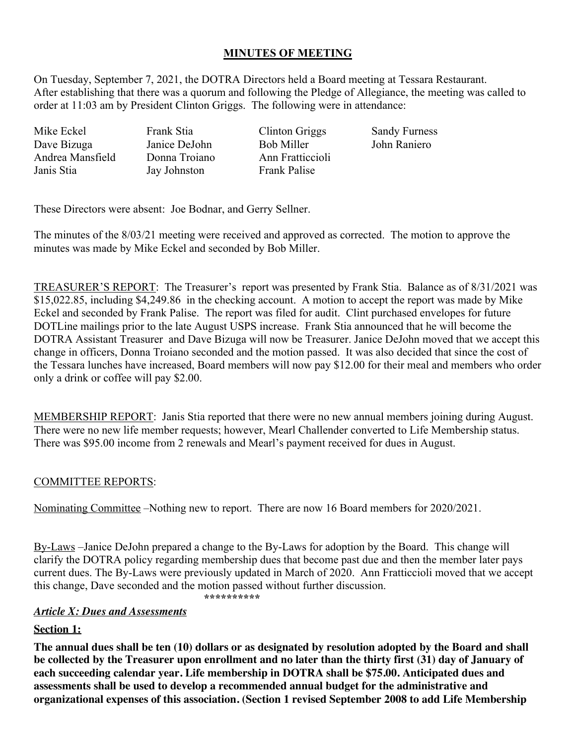## MINUTES OF MEETING

On Tuesday, September 7, 2021, the DOTRA Directors held a Board meeting at Tessara Restaurant. After establishing that there was a quorum and following the Pledge of Allegiance, the meeting was called to order at 11:03 am by President Clinton Griggs. The following were in attendance:

| | | | |
|---|---|---|---|
| Mike Eckel | Frank Stia | Clinton Griggs | Sandy Furness |
| Dave Bizuga | Janice DeJohn | Bob Miller | John Raniero |
| Andrea Mansfield | Donna Troiano | Ann Fratticcioli | |
| Janis Stia | Jay Johnston | Frank Palise | |

These Directors were absent: Joe Bodnar, and Gerry Sellner.

The minutes of the 8/03/21 meeting were received and approved as corrected. The motion to approve the minutes was made by Mike Eckel and seconded by Bob Miller.

TREASURER'S REPORT: The Treasurer's report was presented by Frank Stia. Balance as of 8/31/2021 was $15,022.85, including $4,249.86 in the checking account. A motion to accept the report was made by Mike Eckel and seconded by Frank Palise. The report was filed for audit. Clint purchased envelopes for future DOTLine mailings prior to the late August USPS increase. Frank Stia announced that he will become the DOTRA Assistant Treasurer and Dave Bizuga will now be Treasurer. Janice DeJohn moved that we accept this change in officers, Donna Troiano seconded and the motion passed. It was also decided that since the cost of the Tessara lunches have increased, Board members will now pay $12.00 for their meal and members who order only a drink or coffee will pay $2.00.

MEMBERSHIP REPORT: Janis Stia reported that there were no new annual members joining during August. There were no new life member requests; however, Mearl Challender converted to Life Membership status. There was $95.00 income from 2 renewals and Mearl's payment received for dues in August.

COMMITTEE REPORTS:

Nominating Committee –Nothing new to report. There are now 16 Board members for 2020/2021.

By-Laws –Janice DeJohn prepared a change to the By-Laws for adoption by the Board. This change will clarify the DOTRA policy regarding membership dues that become past due and then the member later pays current dues. The By-Laws were previously updated in March of 2020. Ann Fratticcioli moved that we accept this change, Dave seconded and the motion passed without further discussion.

**********

***Article X: Dues and Assessments***

**Section 1:**

**The annual dues shall be ten (10) dollars or as designated by resolution adopted by the Board and shall be collected by the Treasurer upon enrollment and no later than the thirty first (31) day of January of each succeeding calendar year. Life membership in DOTRA shall be $75.00. Anticipated dues and assessments shall be used to develop a recommended annual budget for the administrative and organizational expenses of this association. (Section 1 revised September 2008 to add Life Membership**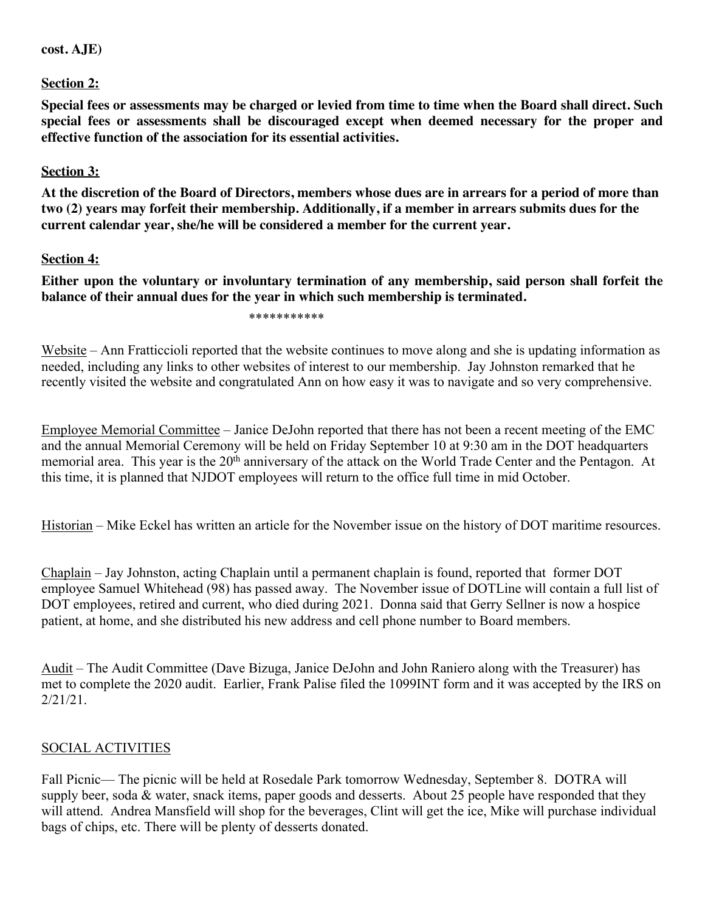**cost. AJE)**

**Section 2:**

**Special fees or assessments may be charged or levied from time to time when the Board shall direct. Such special fees or assessments shall be discouraged except when deemed necessary for the proper and effective function of the association for its essential activities.**

**Section 3:**

**At the discretion of the Board of Directors, members whose dues are in arrears for a period of more than two (2) years may forfeit their membership. Additionally, if a member in arrears submits dues for the current calendar year, she/he will be considered a member for the current year.**

**Section 4:**

**Either upon the voluntary or involuntary termination of any membership, said person shall forfeit the balance of their annual dues for the year in which such membership is terminated.**

***********

Website – Ann Fratticcioli reported that the website continues to move along and she is updating information as needed, including any links to other websites of interest to our membership. Jay Johnston remarked that he recently visited the website and congratulated Ann on how easy it was to navigate and so very comprehensive.

Employee Memorial Committee – Janice DeJohn reported that there has not been a recent meeting of the EMC and the annual Memorial Ceremony will be held on Friday September 10 at 9:30 am in the DOT headquarters memorial area. This year is the 20th anniversary of the attack on the World Trade Center and the Pentagon. At this time, it is planned that NJDOT employees will return to the office full time in mid October.

Historian – Mike Eckel has written an article for the November issue on the history of DOT maritime resources.

Chaplain – Jay Johnston, acting Chaplain until a permanent chaplain is found, reported that former DOT employee Samuel Whitehead (98) has passed away. The November issue of DOTLine will contain a full list of DOT employees, retired and current, who died during 2021. Donna said that Gerry Sellner is now a hospice patient, at home, and she distributed his new address and cell phone number to Board members.

Audit – The Audit Committee (Dave Bizuga, Janice DeJohn and John Raniero along with the Treasurer) has met to complete the 2020 audit. Earlier, Frank Palise filed the 1099INT form and it was accepted by the IRS on 2/21/21.

SOCIAL ACTIVITIES

Fall Picnic— The picnic will be held at Rosedale Park tomorrow Wednesday, September 8. DOTRA will supply beer, soda & water, snack items, paper goods and desserts. About 25 people have responded that they will attend. Andrea Mansfield will shop for the beverages, Clint will get the ice, Mike will purchase individual bags of chips, etc. There will be plenty of desserts donated.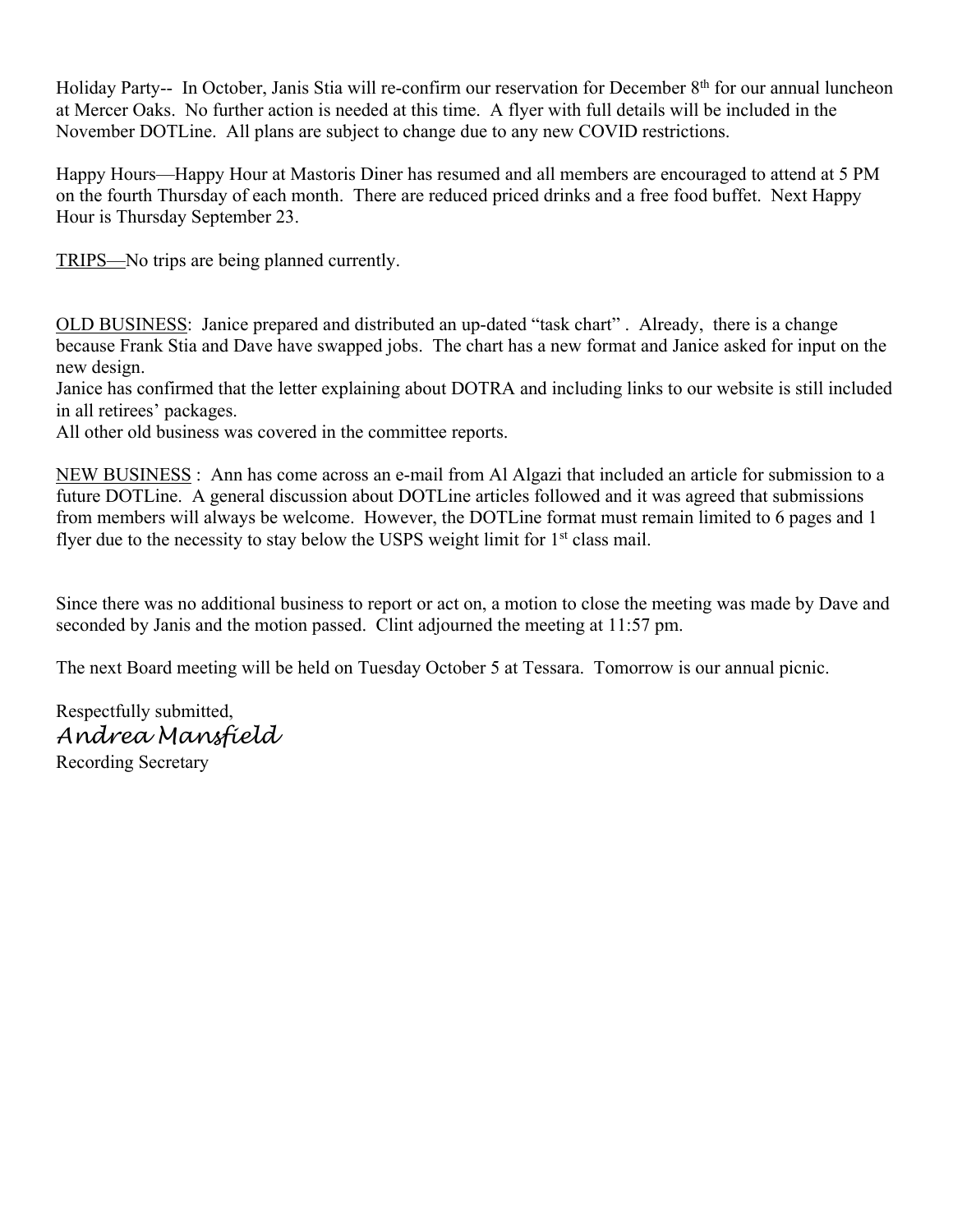Holiday Party-- In October, Janis Stia will re-confirm our reservation for December 8th for our annual luncheon at Mercer Oaks. No further action is needed at this time. A flyer with full details will be included in the November DOTLine. All plans are subject to change due to any new COVID restrictions.

Happy Hours—Happy Hour at Mastoris Diner has resumed and all members are encouraged to attend at 5 PM on the fourth Thursday of each month. There are reduced priced drinks and a free food buffet. Next Happy Hour is Thursday September 23.

TRIPS—No trips are being planned currently.

OLD BUSINESS: Janice prepared and distributed an up-dated "task chart" . Already, there is a change because Frank Stia and Dave have swapped jobs. The chart has a new format and Janice asked for input on the new design.
Janice has confirmed that the letter explaining about DOTRA and including links to our website is still included in all retirees' packages.
All other old business was covered in the committee reports.

NEW BUSINESS : Ann has come across an e-mail from Al Algazi that included an article for submission to a future DOTLine. A general discussion about DOTLine articles followed and it was agreed that submissions from members will always be welcome. However, the DOTLine format must remain limited to 6 pages and 1 flyer due to the necessity to stay below the USPS weight limit for 1st class mail.

Since there was no additional business to report or act on, a motion to close the meeting was made by Dave and seconded by Janis and the motion passed. Clint adjourned the meeting at 11:57 pm.

The next Board meeting will be held on Tuesday October 5 at Tessara. Tomorrow is our annual picnic.

Respectfully submitted,
*Andrea Mansfield*
Recording Secretary